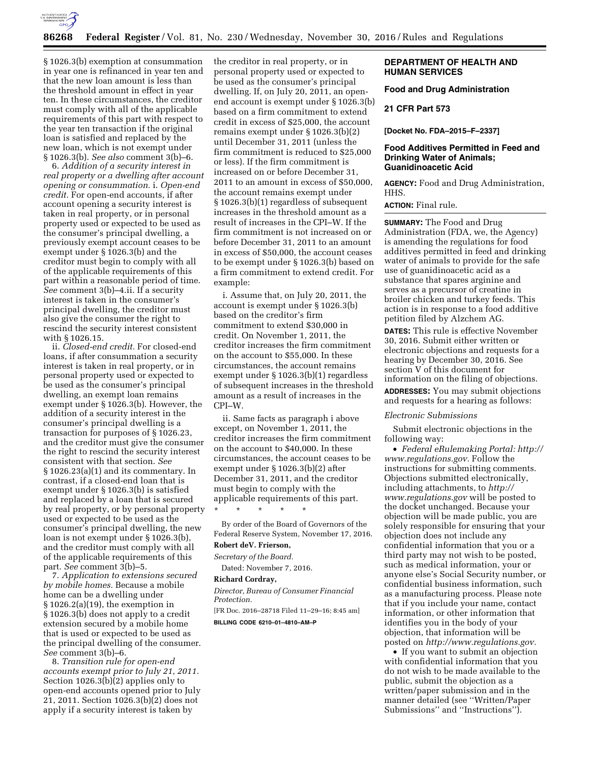§ 1026.3(b) exemption at consummation in year one is refinanced in year ten and that the new loan amount is less than the threshold amount in effect in year ten. In these circumstances, the creditor must comply with all of the applicable requirements of this part with respect to the year ten transaction if the original loan is satisfied and replaced by the new loan, which is not exempt under § 1026.3(b). *See also* comment 3(b)–6.

6. *Addition of a security interest in real property or a dwelling after account opening or consummation.* i. *Open-end credit.* For open-end accounts, if after account opening a security interest is taken in real property, or in personal property used or expected to be used as the consumer's principal dwelling, a previously exempt account ceases to be exempt under § 1026.3(b) and the creditor must begin to comply with all of the applicable requirements of this part within a reasonable period of time. *See* comment 3(b)–4.ii. If a security interest is taken in the consumer's principal dwelling, the creditor must also give the consumer the right to rescind the security interest consistent with § 1026.15.

ii. *Closed-end credit.* For closed-end loans, if after consummation a security interest is taken in real property, or in personal property used or expected to be used as the consumer's principal dwelling, an exempt loan remains exempt under § 1026.3(b). However, the addition of a security interest in the consumer's principal dwelling is a transaction for purposes of § 1026.23, and the creditor must give the consumer the right to rescind the security interest consistent with that section. *See* § 1026.23(a)(1) and its commentary. In contrast, if a closed-end loan that is exempt under § 1026.3(b) is satisfied and replaced by a loan that is secured by real property, or by personal property used or expected to be used as the consumer's principal dwelling, the new loan is not exempt under § 1026.3(b), and the creditor must comply with all of the applicable requirements of this part. *See* comment 3(b)–5.

7. *Application to extensions secured by mobile homes.* Because a mobile home can be a dwelling under § 1026.2(a)(19), the exemption in § 1026.3(b) does not apply to a credit extension secured by a mobile home that is used or expected to be used as the principal dwelling of the consumer. *See* comment 3(b)–6.

8. *Transition rule for open-end accounts exempt prior to July 21, 2011.* Section 1026.3(b)(2) applies only to open-end accounts opened prior to July 21, 2011. Section 1026.3(b)(2) does not apply if a security interest is taken by the creditor in real property, or in personal property used or expected to be used as the consumer's principal dwelling. If, on July 20, 2011, an open-end account is exempt under § 1026.3(b) based on a firm commitment to extend credit in excess of $25,000, the account remains exempt under § 1026.3(b)(2) until December 31, 2011 (unless the firm commitment is reduced to $25,000 or less). If the firm commitment is increased on or before December 31, 2011 to an amount in excess of $50,000, the account remains exempt under § 1026.3(b)(1) regardless of subsequent increases in the threshold amount as a result of increases in the CPI–W. If the firm commitment is not increased on or before December 31, 2011 to an amount in excess of $50,000, the account ceases to be exempt under § 1026.3(b) based on a firm commitment to extend credit. For example:

i. Assume that, on July 20, 2011, the account is exempt under § 1026.3(b) based on the creditor's firm commitment to extend $30,000 in credit. On November 1, 2011, the creditor increases the firm commitment on the account to $55,000. In these circumstances, the account remains exempt under § 1026.3(b)(1) regardless of subsequent increases in the threshold amount as a result of increases in the CPI–W.

ii. Same facts as paragraph i above except, on November 1, 2011, the creditor increases the firm commitment on the account to $40,000. In these circumstances, the account ceases to be exempt under § 1026.3(b)(2) after December 31, 2011, and the creditor must begin to comply with the applicable requirements of this part.

\* \* \* \* \*

By order of the Board of Governors of the Federal Reserve System, November 17, 2016.

**Robert deV. Frierson,**

*Secretary of the Board.*

Dated: November 7, 2016.

**Richard Cordray,**

*Director, Bureau of Consumer Financial Protection.*

[FR Doc. 2016–28718 Filed 11–29–16; 8:45 am]

**BILLING CODE 6210–01–4810–AM–P**

## DEPARTMENT OF HEALTH AND HUMAN SERVICES

### Food and Drug Administration

### 21 CFR Part 573

**[Docket No. FDA–2015–F–2337]**

### Food Additives Permitted in Feed and Drinking Water of Animals; Guanidinoacetic Acid

**AGENCY:** Food and Drug Administration, HHS.

**ACTION:** Final rule.

**SUMMARY:** The Food and Drug Administration (FDA, we, the Agency) is amending the regulations for food additives permitted in feed and drinking water of animals to provide for the safe use of guanidinoacetic acid as a substance that spares arginine and serves as a precursor of creatine in broiler chicken and turkey feeds. This action is in response to a food additive petition filed by Alzchem AG.

**DATES:** This rule is effective November 30, 2016. Submit either written or electronic objections and requests for a hearing by December 30, 2016. See section V of this document for information on the filing of objections.

**ADDRESSES:** You may submit objections and requests for a hearing as follows:

*Electronic Submissions*

Submit electronic objections in the following way:

- *Federal eRulemaking Portal: http://www.regulations.gov.* Follow the instructions for submitting comments. Objections submitted electronically, including attachments, to *http://www.regulations.gov* will be posted to the docket unchanged. Because your objection will be made public, you are solely responsible for ensuring that your objection does not include any confidential information that you or a third party may not wish to be posted, such as medical information, your or anyone else's Social Security number, or confidential business information, such as a manufacturing process. Please note that if you include your name, contact information, or other information that identifies you in the body of your objection, that information will be posted on *http://www.regulations.gov.*
- If you want to submit an objection with confidential information that you do not wish to be made available to the public, submit the objection as a written/paper submission and in the manner detailed (see ''Written/Paper Submissions'' and ''Instructions'').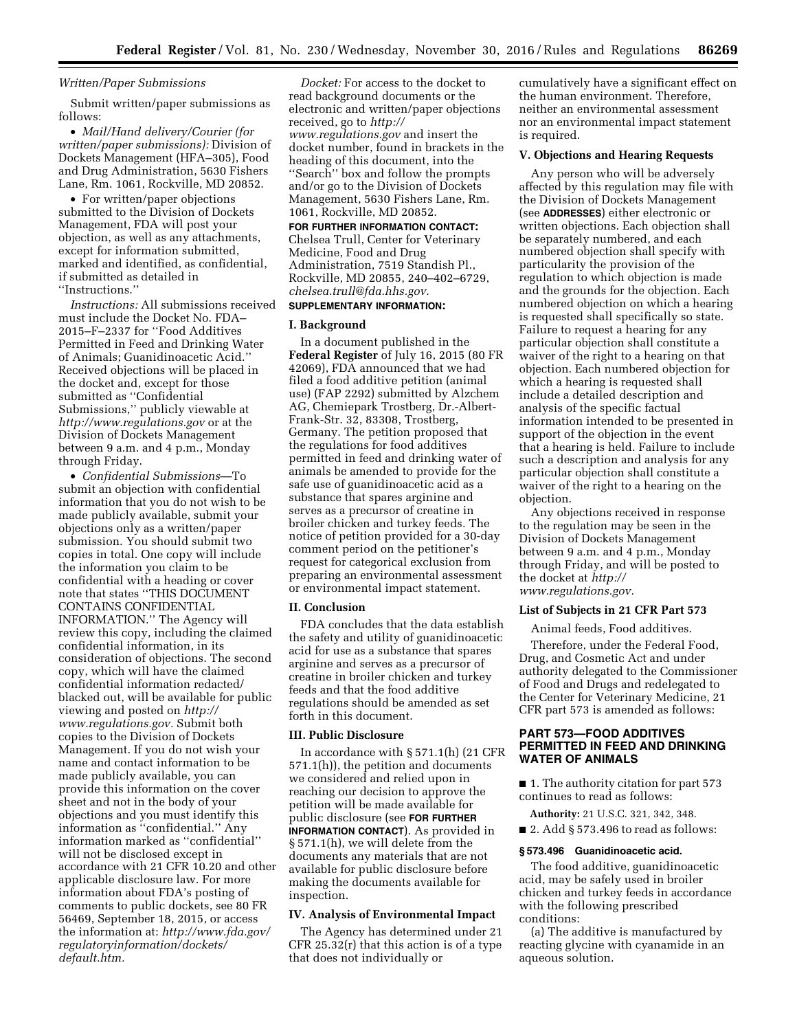*Written/Paper Submissions*

Submit written/paper submissions as follows:

- *Mail/Hand delivery/Courier (for written/paper submissions):* Division of Dockets Management (HFA–305), Food and Drug Administration, 5630 Fishers Lane, Rm. 1061, Rockville, MD 20852.
- For written/paper objections submitted to the Division of Dockets Management, FDA will post your objection, as well as any attachments, except for information submitted, marked and identified, as confidential, if submitted as detailed in ''Instructions.''

*Instructions:* All submissions received must include the Docket No. FDA–2015–F–2337 for ''Food Additives Permitted in Feed and Drinking Water of Animals; Guanidinoacetic Acid.'' Received objections will be placed in the docket and, except for those submitted as ''Confidential Submissions,'' publicly viewable at *http://www.regulations.gov* or at the Division of Dockets Management between 9 a.m. and 4 p.m., Monday through Friday.

- *Confidential Submissions*—To submit an objection with confidential information that you do not wish to be made publicly available, submit your objections only as a written/paper submission. You should submit two copies in total. One copy will include the information you claim to be confidential with a heading or cover note that states ''THIS DOCUMENT CONTAINS CONFIDENTIAL INFORMATION.'' The Agency will review this copy, including the claimed confidential information, in its consideration of objections. The second copy, which will have the claimed confidential information redacted/blacked out, will be available for public viewing and posted on *http://www.regulations.gov.* Submit both copies to the Division of Dockets Management. If you do not wish your name and contact information to be made publicly available, you can provide this information on the cover sheet and not in the body of your objections and you must identify this information as ''confidential.'' Any information marked as ''confidential'' will not be disclosed except in accordance with 21 CFR 10.20 and other applicable disclosure law. For more information about FDA's posting of comments to public dockets, see 80 FR 56469, September 18, 2015, or access the information at: *http://www.fda.gov/regulatoryinformation/dockets/default.htm.*

*Docket:* For access to the docket to read background documents or the electronic and written/paper objections received, go to *http://www.regulations.gov* and insert the docket number, found in brackets in the heading of this document, into the ''Search'' box and follow the prompts and/or go to the Division of Dockets Management, 5630 Fishers Lane, Rm. 1061, Rockville, MD 20852.

**FOR FURTHER INFORMATION CONTACT:** Chelsea Trull, Center for Veterinary Medicine, Food and Drug Administration, 7519 Standish Pl., Rockville, MD 20855, 240–402–6729, *chelsea.trull@fda.hhs.gov.*

**SUPPLEMENTARY INFORMATION:**

## I. Background

In a document published in the **Federal Register** of July 16, 2015 (80 FR 42069), FDA announced that we had filed a food additive petition (animal use) (FAP 2292) submitted by Alzchem AG, Chemiepark Trostberg, Dr.-Albert-Frank-Str. 32, 83308, Trostberg, Germany. The petition proposed that the regulations for food additives permitted in feed and drinking water of animals be amended to provide for the safe use of guanidinoacetic acid as a substance that spares arginine and serves as a precursor of creatine in broiler chicken and turkey feeds. The notice of petition provided for a 30-day comment period on the petitioner's request for categorical exclusion from preparing an environmental assessment or environmental impact statement.

## II. Conclusion

FDA concludes that the data establish the safety and utility of guanidinoacetic acid for use as a substance that spares arginine and serves as a precursor of creatine in broiler chicken and turkey feeds and that the food additive regulations should be amended as set forth in this document.

## III. Public Disclosure

In accordance with § 571.1(h) (21 CFR 571.1(h)), the petition and documents we considered and relied upon in reaching our decision to approve the petition will be made available for public disclosure (see **FOR FURTHER INFORMATION CONTACT**). As provided in § 571.1(h), we will delete from the documents any materials that are not available for public disclosure before making the documents available for inspection.

## IV. Analysis of Environmental Impact

The Agency has determined under 21 CFR 25.32(r) that this action is of a type that does not individually or cumulatively have a significant effect on the human environment. Therefore, neither an environmental assessment nor an environmental impact statement is required.

## V. Objections and Hearing Requests

Any person who will be adversely affected by this regulation may file with the Division of Dockets Management (see **ADDRESSES**) either electronic or written objections. Each objection shall be separately numbered, and each numbered objection shall specify with particularity the provision of the regulation to which objection is made and the grounds for the objection. Each numbered objection on which a hearing is requested shall specifically so state. Failure to request a hearing for any particular objection shall constitute a waiver of the right to a hearing on that objection. Each numbered objection for which a hearing is requested shall include a detailed description and analysis of the specific factual information intended to be presented in support of the objection in the event that a hearing is held. Failure to include such a description and analysis for any particular objection shall constitute a waiver of the right to a hearing on the objection.

Any objections received in response to the regulation may be seen in the Division of Dockets Management between 9 a.m. and 4 p.m., Monday through Friday, and will be posted to the docket at *http://www.regulations.gov.*

### List of Subjects in 21 CFR Part 573

Animal feeds, Food additives.

Therefore, under the Federal Food, Drug, and Cosmetic Act and under authority delegated to the Commissioner of Food and Drugs and redelegated to the Center for Veterinary Medicine, 21 CFR part 573 is amended as follows:

## PART 573—FOOD ADDITIVES PERMITTED IN FEED AND DRINKING WATER OF ANIMALS

■ 1. The authority citation for part 573 continues to read as follows:

**Authority:** 21 U.S.C. 321, 342, 348.

■ 2. Add § 573.496 to read as follows:

### § 573.496 Guanidinoacetic acid.

The food additive, guanidinoacetic acid, may be safely used in broiler chicken and turkey feeds in accordance with the following prescribed conditions:

(a) The additive is manufactured by reacting glycine with cyanamide in an aqueous solution.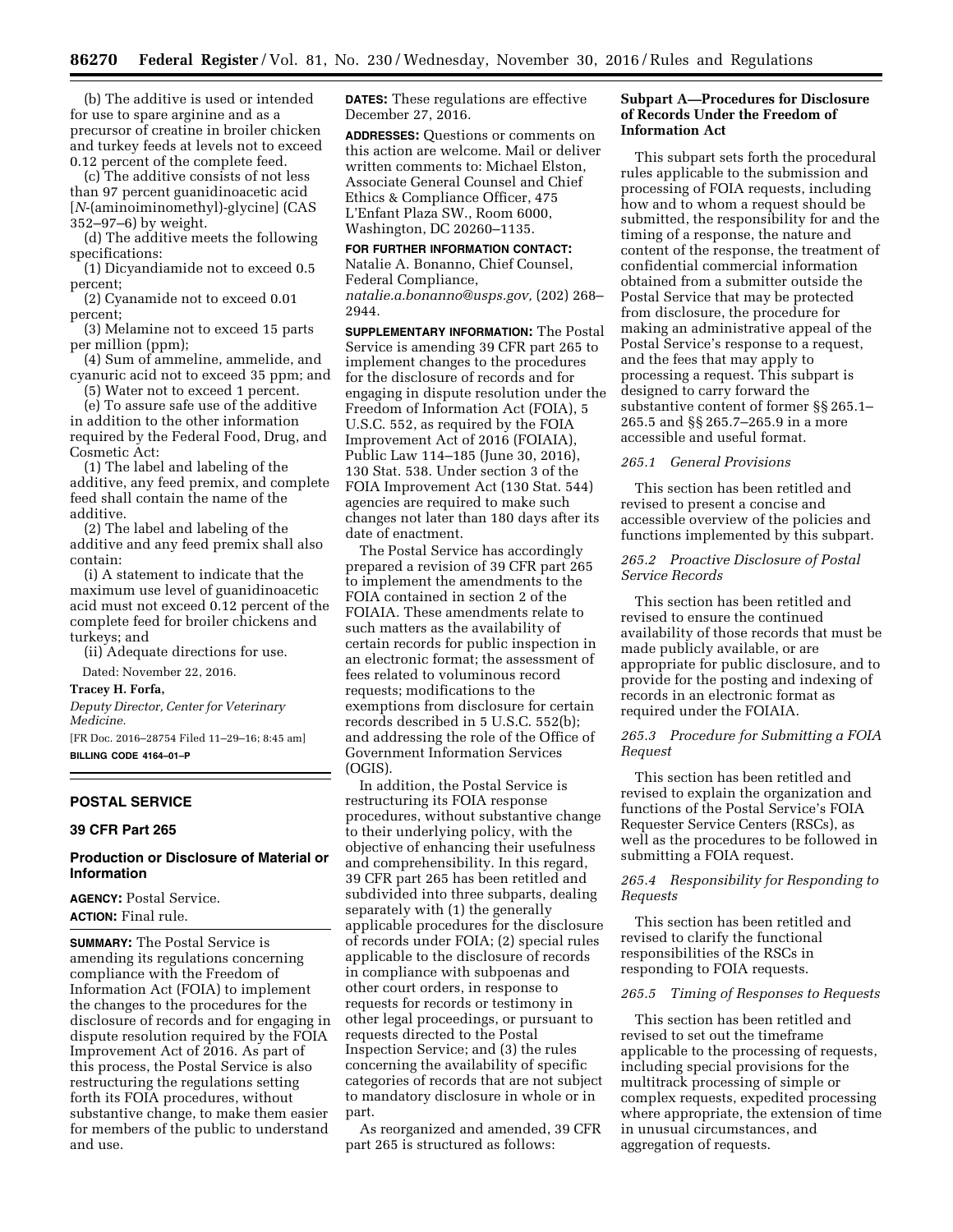(b) The additive is used or intended for use to spare arginine and as a precursor of creatine in broiler chicken and turkey feeds at levels not to exceed 0.12 percent of the complete feed.

(c) The additive consists of not less than 97 percent guanidinoacetic acid [*N*-(aminoiminomethyl)-glycine] (CAS 352–97–6) by weight.

(d) The additive meets the following specifications:

(1) Dicyandiamide not to exceed 0.5 percent;

(2) Cyanamide not to exceed 0.01 percent;

(3) Melamine not to exceed 15 parts per million (ppm);

(4) Sum of ammeline, ammelide, and cyanuric acid not to exceed 35 ppm; and

(5) Water not to exceed 1 percent.

(e) To assure safe use of the additive in addition to the other information required by the Federal Food, Drug, and Cosmetic Act:

(1) The label and labeling of the additive, any feed premix, and complete feed shall contain the name of the additive.

(2) The label and labeling of the additive and any feed premix shall also contain:

(i) A statement to indicate that the maximum use level of guanidinoacetic acid must not exceed 0.12 percent of the complete feed for broiler chickens and turkeys; and

(ii) Adequate directions for use.

Dated: November 22, 2016.

**Tracey H. Forfa,**

*Deputy Director, Center for Veterinary Medicine.*

[FR Doc. 2016–28754 Filed 11–29–16; 8:45 am]

**BILLING CODE 4164–01–P**

## POSTAL SERVICE

### 39 CFR Part 265

### Production or Disclosure of Material or Information

**AGENCY:** Postal Service.

**ACTION:** Final rule.

**SUMMARY:** The Postal Service is amending its regulations concerning compliance with the Freedom of Information Act (FOIA) to implement the changes to the procedures for the disclosure of records and for engaging in dispute resolution required by the FOIA Improvement Act of 2016. As part of this process, the Postal Service is also restructuring the regulations setting forth its FOIA procedures, without substantive change, to make them easier for members of the public to understand and use.

**DATES:** These regulations are effective December 27, 2016.

**ADDRESSES:** Questions or comments on this action are welcome. Mail or deliver written comments to: Michael Elston, Associate General Counsel and Chief Ethics & Compliance Officer, 475 L'Enfant Plaza SW., Room 6000, Washington, DC 20260–1135.

**FOR FURTHER INFORMATION CONTACT:** Natalie A. Bonanno, Chief Counsel, Federal Compliance, *natalie.a.bonanno@usps.gov,* (202) 268–2944.

**SUPPLEMENTARY INFORMATION:** The Postal Service is amending 39 CFR part 265 to implement changes to the procedures for the disclosure of records and for engaging in dispute resolution under the Freedom of Information Act (FOIA), 5 U.S.C. 552, as required by the FOIA Improvement Act of 2016 (FOIAIA), Public Law 114–185 (June 30, 2016), 130 Stat. 538. Under section 3 of the FOIA Improvement Act (130 Stat. 544) agencies are required to make such changes not later than 180 days after its date of enactment.

The Postal Service has accordingly prepared a revision of 39 CFR part 265 to implement the amendments to the FOIA contained in section 2 of the FOIAIA. These amendments relate to such matters as the availability of certain records for public inspection in an electronic format; the assessment of fees related to voluminous record requests; modifications to the exemptions from disclosure for certain records described in 5 U.S.C. 552(b); and addressing the role of the Office of Government Information Services (OGIS).

In addition, the Postal Service is restructuring its FOIA response procedures, without substantive change to their underlying policy, with the objective of enhancing their usefulness and comprehensibility. In this regard, 39 CFR part 265 has been retitled and subdivided into three subparts, dealing separately with (1) the generally applicable procedures for the disclosure of records under FOIA; (2) special rules applicable to the disclosure of records in compliance with subpoenas and other court orders, in response to requests for records or testimony in other legal proceedings, or pursuant to requests directed to the Postal Inspection Service; and (3) the rules concerning the availability of specific categories of records that are not subject to mandatory disclosure in whole or in part.

As reorganized and amended, 39 CFR part 265 is structured as follows:

**Subpart A—Procedures for Disclosure of Records Under the Freedom of Information Act**

This subpart sets forth the procedural rules applicable to the submission and processing of FOIA requests, including how and to whom a request should be submitted, the responsibility for and the timing of a response, the nature and content of the response, the treatment of confidential commercial information obtained from a submitter outside the Postal Service that may be protected from disclosure, the procedure for making an administrative appeal of the Postal Service's response to a request, and the fees that may apply to processing a request. This subpart is designed to carry forward the substantive content of former §§ 265.1–265.5 and §§ 265.7–265.9 in a more accessible and useful format.

*265.1 General Provisions*

This section has been retitled and revised to present a concise and accessible overview of the policies and functions implemented by this subpart.

*265.2 Proactive Disclosure of Postal Service Records*

This section has been retitled and revised to ensure the continued availability of those records that must be made publicly available, or are appropriate for public disclosure, and to provide for the posting and indexing of records in an electronic format as required under the FOIAIA.

*265.3 Procedure for Submitting a FOIA Request*

This section has been retitled and revised to explain the organization and functions of the Postal Service's FOIA Requester Service Centers (RSCs), as well as the procedures to be followed in submitting a FOIA request.

*265.4 Responsibility for Responding to Requests*

This section has been retitled and revised to clarify the functional responsibilities of the RSCs in responding to FOIA requests.

*265.5 Timing of Responses to Requests*

This section has been retitled and revised to set out the timeframe applicable to the processing of requests, including special provisions for the multitrack processing of simple or complex requests, expedited processing where appropriate, the extension of time in unusual circumstances, and aggregation of requests.